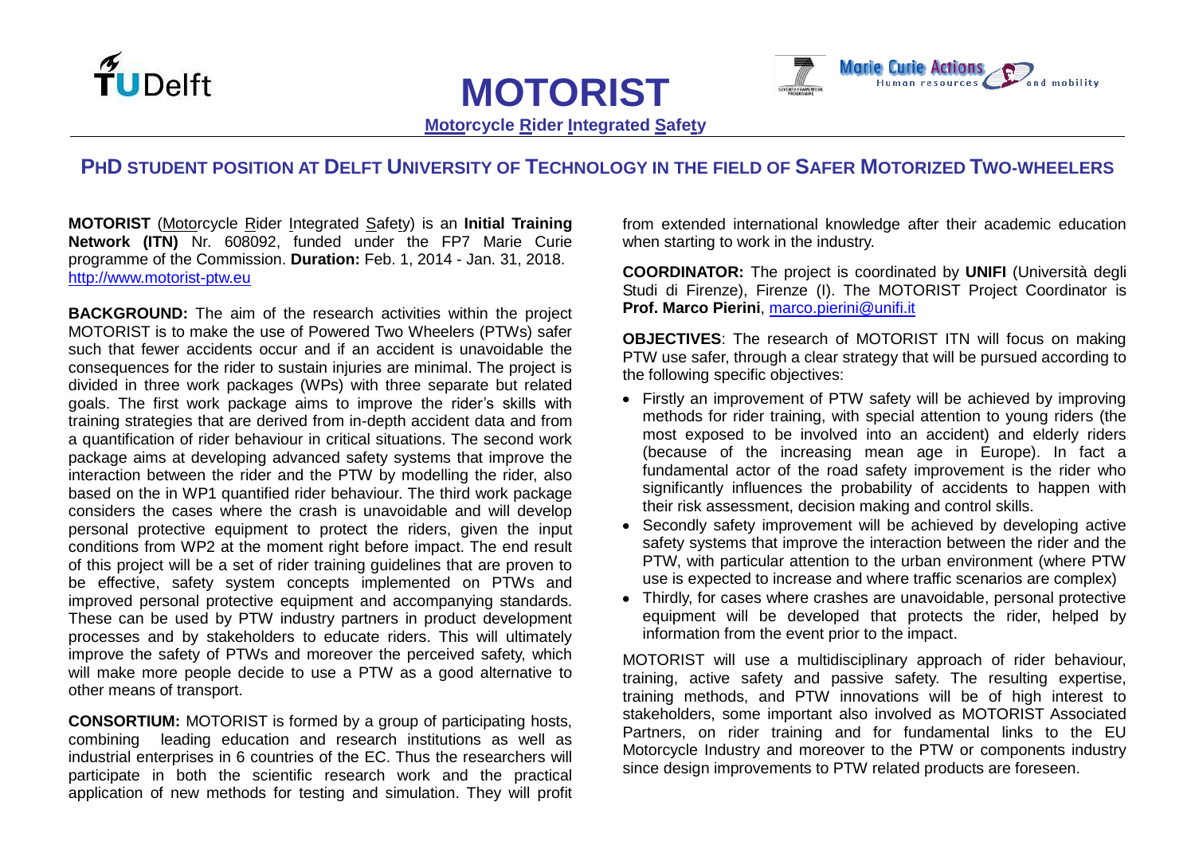# MOTORIST

**Motorcycle Rider Integrated Safety**

## PHD STUDENT POSITION AT DELFT UNIVERSITY OF TECHNOLOGY IN THE FIELD OF SAFER MOTORIZED TWO-WHEELERS

**MOTORIST** (Motorcycle Rider Integrated Safety) is an **Initial Training Network (ITN)** Nr. 608092, funded under the FP7 Marie Curie programme of the Commission. **Duration:** Feb. 1, 2014 - Jan. 31, 2018. http://www.motorist-ptw.eu

**BACKGROUND:** The aim of the research activities within the project MOTORIST is to make the use of Powered Two Wheelers (PTWs) safer such that fewer accidents occur and if an accident is unavoidable the consequences for the rider to sustain injuries are minimal. The project is divided in three work packages (WPs) with three separate but related goals. The first work package aims to improve the rider's skills with training strategies that are derived from in-depth accident data and from a quantification of rider behaviour in critical situations. The second work package aims at developing advanced safety systems that improve the interaction between the rider and the PTW by modelling the rider, also based on the in WP1 quantified rider behaviour. The third work package considers the cases where the crash is unavoidable and will develop personal protective equipment to protect the riders, given the input conditions from WP2 at the moment right before impact. The end result of this project will be a set of rider training guidelines that are proven to be effective, safety system concepts implemented on PTWs and improved personal protective equipment and accompanying standards. These can be used by PTW industry partners in product development processes and by stakeholders to educate riders. This will ultimately improve the safety of PTWs and moreover the perceived safety, which will make more people decide to use a PTW as a good alternative to other means of transport.

**CONSORTIUM:** MOTORIST is formed by a group of participating hosts, combining leading education and research institutions as well as industrial enterprises in 6 countries of the EC. Thus the researchers will participate in both the scientific research work and the practical application of new methods for testing and simulation. They will profit from extended international knowledge after their academic education when starting to work in the industry.

**COORDINATOR:** The project is coordinated by **UNIFI** (Università degli Studi di Firenze), Firenze (I). The MOTORIST Project Coordinator is **Prof. Marco Pierini**, marco.pierini@unifi.it

**OBJECTIVES**: The research of MOTORIST ITN will focus on making PTW use safer, through a clear strategy that will be pursued according to the following specific objectives:

- Firstly an improvement of PTW safety will be achieved by improving methods for rider training, with special attention to young riders (the most exposed to be involved into an accident) and elderly riders (because of the increasing mean age in Europe). In fact a fundamental actor of the road safety improvement is the rider who significantly influences the probability of accidents to happen with their risk assessment, decision making and control skills.
- Secondly safety improvement will be achieved by developing active safety systems that improve the interaction between the rider and the PTW, with particular attention to the urban environment (where PTW use is expected to increase and where traffic scenarios are complex)
- Thirdly, for cases where crashes are unavoidable, personal protective equipment will be developed that protects the rider, helped by information from the event prior to the impact.

MOTORIST will use a multidisciplinary approach of rider behaviour, training, active safety and passive safety. The resulting expertise, training methods, and PTW innovations will be of high interest to stakeholders, some important also involved as MOTORIST Associated Partners, on rider training and for fundamental links to the EU Motorcycle Industry and moreover to the PTW or components industry since design improvements to PTW related products are foreseen.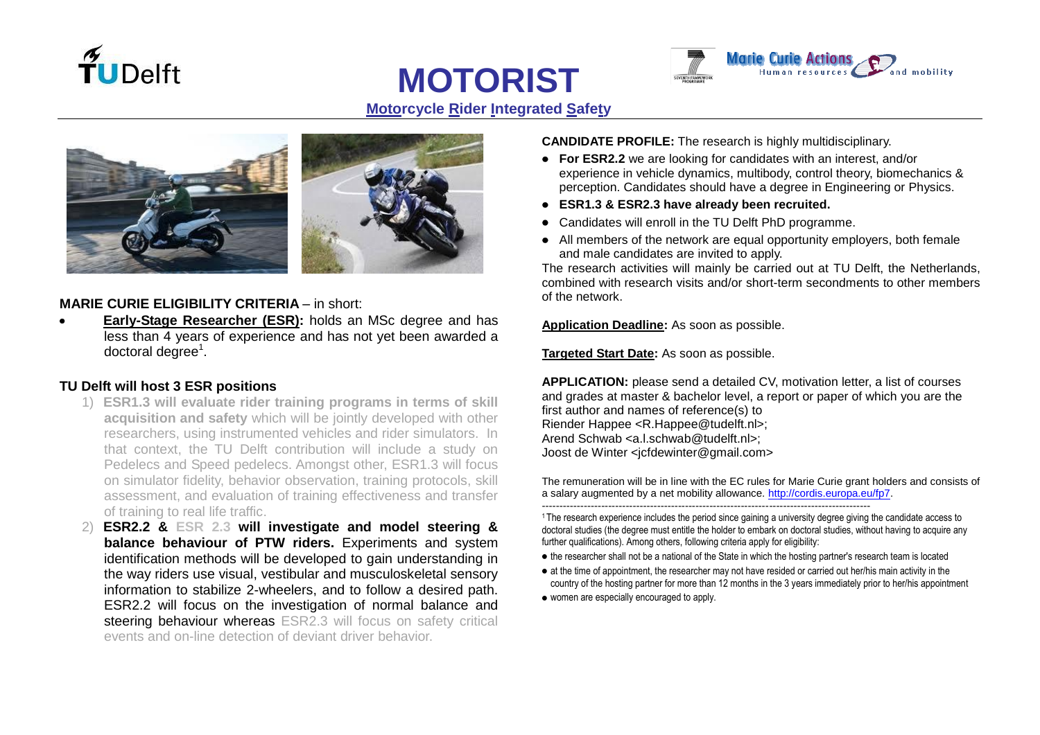# MOTORIST

**Motorcycle Rider Integrated Safety**

**MARIE CURIE ELIGIBILITY CRITERIA** – in short:

- **Early-Stage Researcher (ESR):** holds an MSc degree and has less than 4 years of experience and has not yet been awarded a doctoral degree[1].

### TU Delft will host 3 ESR positions

1) **ESR1.3 will evaluate rider training programs in terms of skill acquisition and safety** which will be jointly developed with other researchers, using instrumented vehicles and rider simulators. In that context, the TU Delft contribution will include a study on Pedelecs and Speed pedelecs. Amongst other, ESR1.3 will focus on simulator fidelity, behavior observation, training protocols, skill assessment, and evaluation of training effectiveness and transfer of training to real life traffic.
2) **ESR2.2 & ESR 2.3 will investigate and model steering & balance behaviour of PTW riders.** Experiments and system identification methods will be developed to gain understanding in the way riders use visual, vestibular and musculoskeletal sensory information to stabilize 2-wheelers, and to follow a desired path. ESR2.2 will focus on the investigation of normal balance and steering behaviour whereas ESR2.3 will focus on safety critical events and on-line detection of deviant driver behavior.

**CANDIDATE PROFILE:** The research is highly multidisciplinary.

- **For ESR2.2** we are looking for candidates with an interest, and/or experience in vehicle dynamics, multibody, control theory, biomechanics & perception. Candidates should have a degree in Engineering or Physics.
- **ESR1.3 & ESR2.3 have already been recruited.**
- Candidates will enroll in the TU Delft PhD programme.
- All members of the network are equal opportunity employers, both female and male candidates are invited to apply.

The research activities will mainly be carried out at TU Delft, the Netherlands, combined with research visits and/or short-term secondments to other members of the network.

**Application Deadline:** As soon as possible.

**Targeted Start Date:** As soon as possible.

**APPLICATION:** please send a detailed CV, motivation letter, a list of courses and grades at master & bachelor level, a report or paper of which you are the first author and names of reference(s) to
Riender Happee <R.Happee@tudelft.nl>;
Arend Schwab <a.l.schwab@tudelft.nl>;
Joost de Winter <jcfdewinter@gmail.com>

The remuneration will be in line with the EC rules for Marie Curie grant holders and consists of a salary augmented by a net mobility allowance. http://cordis.europa.eu/fp7.

---

[1] The research experience includes the period since gaining a university degree giving the candidate access to doctoral studies (the degree must entitle the holder to embark on doctoral studies, without having to acquire any further qualifications). Among others, following criteria apply for eligibility:

- the researcher shall not be a national of the State in which the hosting partner's research team is located
- at the time of appointment, the researcher may not have resided or carried out her/his main activity in the country of the hosting partner for more than 12 months in the 3 years immediately prior to her/his appointment
- women are especially encouraged to apply.